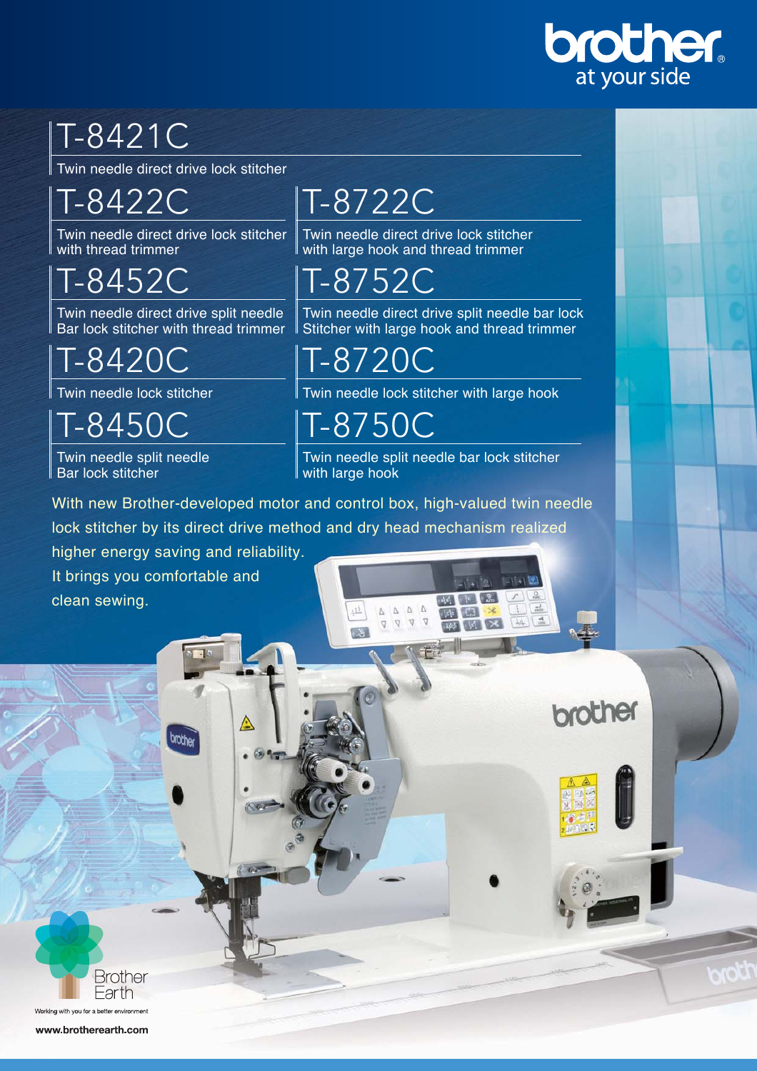brother at your side

## T-8421C

Twin needle direct drive lock stitcher

## T-8422C

Twin needle direct drive lock stitcher with thread trimmer

## T-8722C

Twin needle direct drive lock stitcher with large hook and thread trimmer

## T-8452C

Twin needle direct drive split needle Bar lock stitcher with thread trimmer

## T-8752C

Twin needle direct drive split needle bar lock Stitcher with large hook and thread trimmer

## T-8420C

Twin needle lock stitcher

## T-8720C

Twin needle lock stitcher with large hook

## T-8450C

Twin needle split needle Bar lock stitcher

## T-8750C

Twin needle split needle bar lock stitcher with large hook

With new Brother-developed motor and control box, high-valued twin needle lock stitcher by its direct drive method and dry head mechanism realized higher energy saving and reliability.
It brings you comfortable and clean sewing.

Brother Earth
Working with you for a better environment
www.brotherearth.com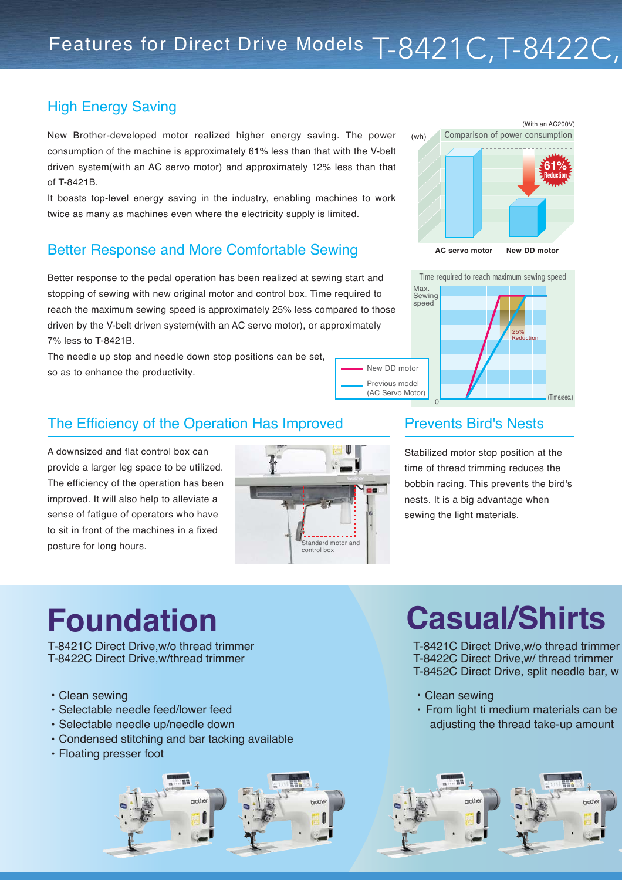# Features for Direct Drive Models T-8421C, T-8422C,

## High Energy Saving

New Brother-developed motor realized higher energy saving. The power consumption of the machine is approximately 61% less than that with the V-belt driven system(with an AC servo motor) and approximately 12% less than that of T-8421B.

It boasts top-level energy saving in the industry, enabling machines to work twice as many as machines even where the electricity supply is limited.

(With an AC200V)

Comparison of power consumption

(wh)

61% Reduction

AC servo motor | New DD motor

## Better Response and More Comfortable Sewing

Better response to the pedal operation has been realized at sewing start and stopping of sewing with new original motor and control box. Time required to reach the maximum sewing speed is approximately 25% less compared to those driven by the V-belt driven system(with an AC servo motor), or approximately 7% less to T-8421B.

The needle up stop and needle down stop positions can be set, so as to enhance the productivity.

Time required to reach maximum sewing speed

Max. Sewing speed

25% Reduction

0 (Time/sec.)

New DD motor

Previous model (AC Servo Motor)

## The Efficiency of the Operation Has Improved

A downsized and flat control box can provide a larger leg space to be utilized. The efficiency of the operation has been improved. It will also help to alleviate a sense of fatigue of operators who have to sit in front of the machines in a fixed posture for long hours.

Standard motor and control box

## Prevents Bird's Nests

Stabilized motor stop position at the time of thread trimming reduces the bobbin racing. This prevents the bird's nests. It is a big advantage when sewing the light materials.

# Foundation

T-8421C Direct Drive,w/o thread trimmer
T-8422C Direct Drive,w/thread trimmer

- Clean sewing
- Selectable needle feed/lower feed
- Selectable needle up/needle down
- Condensed stitching and bar tacking available
- Floating presser foot

# Casual/Shirts

T-8421C Direct Drive,w/o thread trimmer
T-8422C Direct Drive,w/ thread trimmer
T-8452C Direct Drive, split needle bar, w

- Clean sewing
- From light ti medium materials can be adjusting the thread take-up amount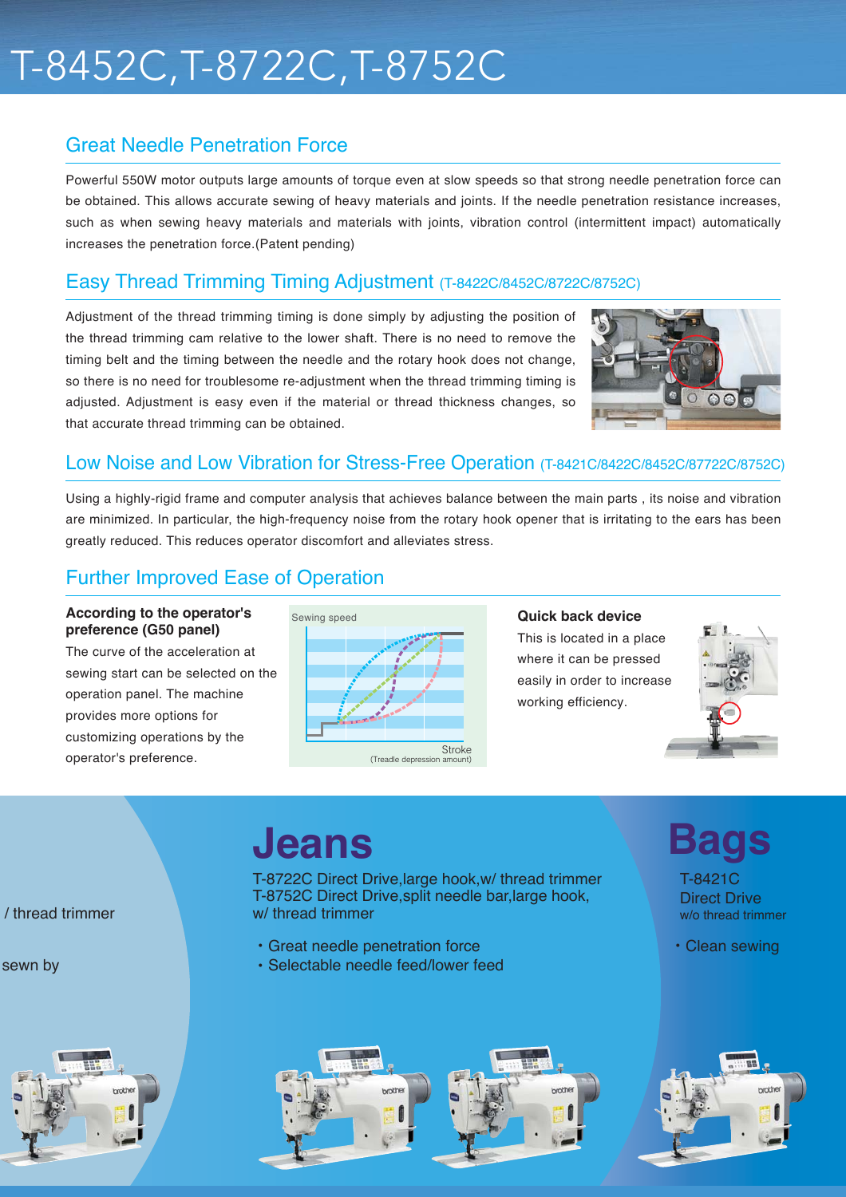# T-8452C,T-8722C,T-8752C

## Great Needle Penetration Force

Powerful 550W motor outputs large amounts of torque even at slow speeds so that strong needle penetration force can be obtained. This allows accurate sewing of heavy materials and joints. If the needle penetration resistance increases, such as when sewing heavy materials and materials with joints, vibration control (intermittent impact) automatically increases the penetration force.(Patent pending)

## Easy Thread Trimming Timing Adjustment (T-8422C/8452C/8722C/8752C)

Adjustment of the thread trimming timing is done simply by adjusting the position of the thread trimming cam relative to the lower shaft. There is no need to remove the timing belt and the timing between the needle and the rotary hook does not change, so there is no need for troublesome re-adjustment when the thread trimming timing is adjusted. Adjustment is easy even if the material or thread thickness changes, so that accurate thread trimming can be obtained.

## Low Noise and Low Vibration for Stress-Free Operation (T-8421C/8422C/8452C/87722C/8752C)

Using a highly-rigid frame and computer analysis that achieves balance between the main parts , its noise and vibration are minimized. In particular, the high-frequency noise from the rotary hook opener that is irritating to the ears has been greatly reduced. This reduces operator discomfort and alleviates stress.

## Further Improved Ease of Operation

**According to the operator's preference (G50 panel)**

The curve of the acceleration at sewing start can be selected on the operation panel. The machine provides more options for customizing operations by the operator's preference.

Sewing speed

Stroke
(Treadle depression amount)

**Quick back device**

This is located in a place where it can be pressed easily in order to increase working efficiency.

/ thread trimmer

sewn by

# Jeans

T-8722C Direct Drive,large hook,w/ thread trimmer
T-8752C Direct Drive,split needle bar,large hook, w/ thread trimmer

- Great needle penetration force
- Selectable needle feed/lower feed

# Bags

T-8421C
Direct Drive
w/o thread trimmer

- Clean sewing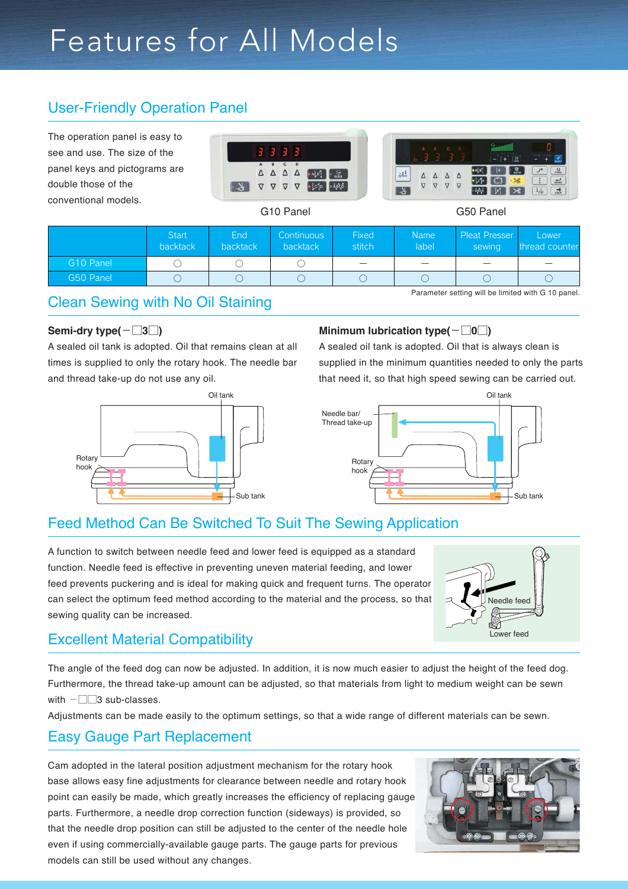# Features for All Models

## User-Friendly Operation Panel

The operation panel is easy to see and use. The size of the panel keys and pictograms are double those of the conventional models.

G10 Panel

G50 Panel

| | Start backtack | End backtack | Continuous backtack | Fixed stitch | Name label | Pleat Presser sewing | Lower thread counter |
|---|---|---|---|---|---|---|---|
| G10 Panel | ○ | ○ | ○ | – | – | – | – |
| G50 Panel | ○ | ○ | ○ | ○ | ○ | ○ | ○ |

Parameter setting will be limited with G 10 panel.

## Clean Sewing with No Oil Staining

**Semi-dry type(−□3□)**

A sealed oil tank is adopted. Oil that remains clean at all times is supplied to only the rotary hook. The needle bar and thread take-up do not use any oil.

Oil tank

Rotary hook

Sub tank

**Minimum lubrication type(−□0□)**

A sealed oil tank is adopted. Oil that is always clean is supplied in the minimum quantities needed to only the parts that need it, so that high speed sewing can be carried out.

Oil tank

Needle bar/ Thread take-up

Rotary hook

Sub tank

## Feed Method Can Be Switched To Suit The Sewing Application

A function to switch between needle feed and lower feed is equipped as a standard function. Needle feed is effective in preventing uneven material feeding, and lower feed prevents puckering and is ideal for making quick and frequent turns. The operator can select the optimum feed method according to the material and the process, so that sewing quality can be increased.

Needle feed

Lower feed

## Excellent Material Compatibility

The angle of the feed dog can now be adjusted. In addition, it is now much easier to adjust the height of the feed dog. Furthermore, the thread take-up amount can be adjusted, so that materials from light to medium weight can be sewn with −□□3 sub-classes.

Adjustments can be made easily to the optimum settings, so that a wide range of different materials can be sewn.

## Easy Gauge Part Replacement

Cam adopted in the lateral position adjustment mechanism for the rotary hook base allows easy fine adjustments for clearance between needle and rotary hook point can easily be made, which greatly increases the efficiency of replacing gauge parts. Furthermore, a needle drop correction function (sideways) is provided, so that the needle drop position can still be adjusted to the center of the needle hole even if using commercially-available gauge parts. The gauge parts for previous models can still be used without any changes.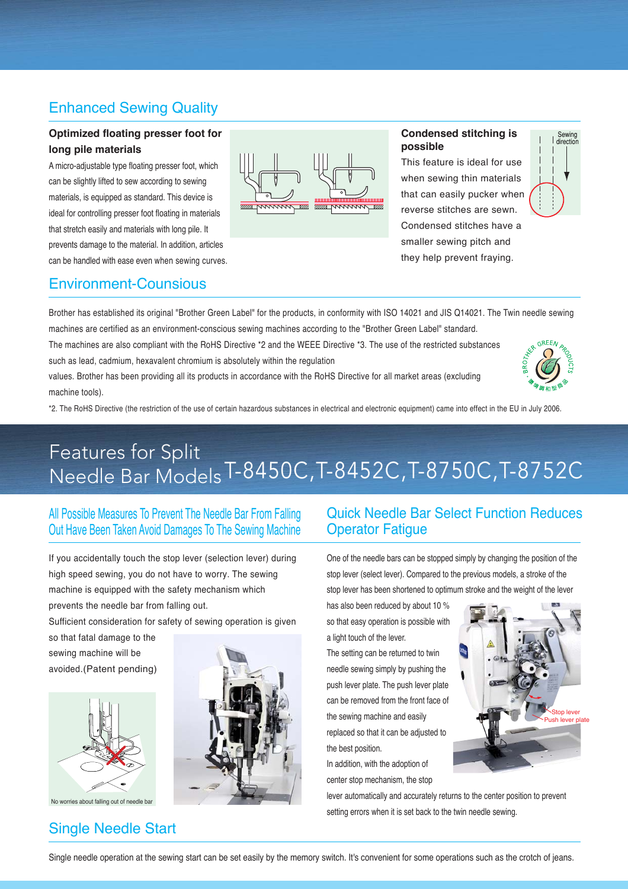## Enhanced Sewing Quality

### Optimized floating presser foot for long pile materials

A micro-adjustable type floating presser foot, which can be slightly lifted to sew according to sewing materials, is equipped as standard. This device is ideal for controlling presser foot floating in materials that stretch easily and materials with long pile. It prevents damage to the material. In addition, articles can be handled with ease even when sewing curves.

### Condensed stitching is possible

This feature is ideal for use when sewing thin materials that can easily pucker when reverse stitches are sewn. Condensed stitches have a smaller sewing pitch and they help prevent fraying.

Sewing direction

## Environment-Counsious

Brother has established its original "Brother Green Label" for the products, in conformity with ISO 14021 and JIS Q14021. The Twin needle sewing machines are certified as an environment-conscious sewing machines according to the "Brother Green Label" standard.

The machines are also compliant with the RoHS Directive *2 and the WEEE Directive *3. The use of the restricted substances such as lead, cadmium, hexavalent chromium is absolutely within the regulation values. Brother has been providing all its products in accordance with the RoHS Directive for all market areas (excluding machine tools).

*2. The RoHS Directive (the restriction of the use of certain hazardous substances in electrical and electronic equipment) came into effect in the EU in July 2006.

# Features for Split Needle Bar Models T-8450C, T-8452C, T-8750C, T-8752C

## All Possible Measures To Prevent The Needle Bar From Falling Out Have Been Taken Avoid Damages To The Sewing Machine

If you accidentally touch the stop lever (selection lever) during high speed sewing, you do not have to worry. The sewing machine is equipped with the safety mechanism which prevents the needle bar from falling out.

Sufficient consideration for safety of sewing operation is given so that fatal damage to the sewing machine will be avoided.(Patent pending)

No worries about falling out of needle bar

## Quick Needle Bar Select Function Reduces Operator Fatigue

One of the needle bars can be stopped simply by changing the position of the stop lever (select lever). Compared to the previous models, a stroke of the stop lever has been shortened to optimum stroke and the weight of the lever has also been reduced by about 10 % so that easy operation is possible with a light touch of the lever.

The setting can be returned to twin needle sewing simply by pushing the push lever plate. The push lever plate can be removed from the front face of the sewing machine and easily replaced so that it can be adjusted to the best position.

In addition, with the adoption of center stop mechanism, the stop lever automatically and accurately returns to the center position to prevent setting errors when it is set back to the twin needle sewing.

Stop lever

Push lever plate

## Single Needle Start

Single needle operation at the sewing start can be set easily by the memory switch. It's convenient for some operations such as the crotch of jeans.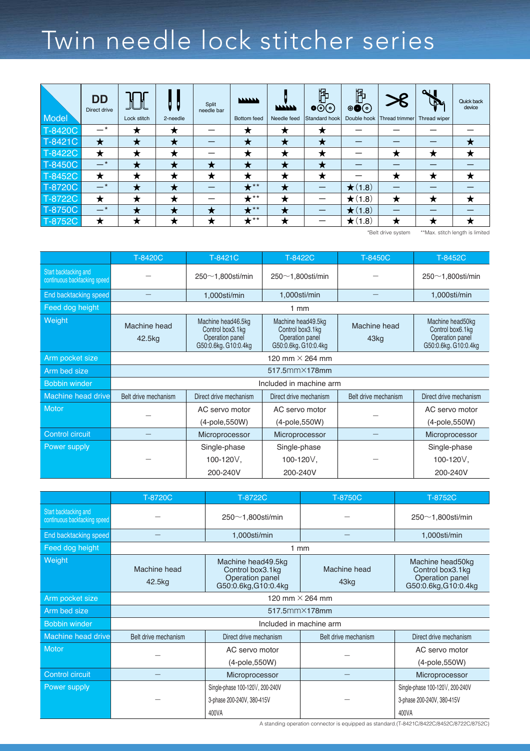# Twin needle lock stitcher series

| Model | DD Direct drive | Lock stitch | 2-needle | Split needle bar | Bottom feed | Needle feed | Standard hook | Double hook | Thread trimmer | Thread wiper | Quick back device |
|---|---|---|---|---|---|---|---|---|---|---|---|
| T-8420C | —* | ★ | ★ | — | ★ | ★ | ★ | — | — | — | — |
| T-8421C | ★ | ★ | ★ | — | ★ | ★ | ★ | — | — | — | ★ |
| T-8422C | ★ | ★ | ★ | — | ★ | ★ | ★ | — | ★ | ★ | ★ |
| T-8450C | —* | ★ | ★ | ★ | ★ | ★ | ★ | — | — | — | — |
| T-8452C | ★ | ★ | ★ | ★ | ★ | ★ | ★ | — | ★ | ★ | ★ |
| T-8720C | —* | ★ | ★ | — | ★** | ★ | — | ★(1.8) | — | — | — |
| T-8722C | ★ | ★ | ★ | — | ★** | ★ | — | ★(1.8) | ★ | ★ | ★ |
| T-8750C | —* | ★ | ★ | ★ | ★** | ★ | — | ★(1.8) | — | — | — |
| T-8752C | ★ | ★ | ★ | ★ | ★** | ★ | — | ★(1.8) | ★ | ★ | ★ |

*Belt drive system **Max. stitch length is limited

| | T-8420C | T-8421C | T-8422C | T-8450C | T-8452C |
|---|---|---|---|---|---|
| Start backtacking and continuous backtacking speed | — | 250〜1,800sti/min | 250〜1,800sti/min | — | 250〜1,800sti/min |
| End backtacking speed | — | 1,000sti/min | 1,000sti/min | — | 1,000sti/min |
| Feed dog height | 1 mm | | | | |
| Weight | Machine head 42.5kg | Machine head46.5kg Control box3.1kg Operation panel G50:0.6kg, G10:0.4kg | Machine head49.5kg Control box3.1kg Operation panel G50:0.6kg, G10:0.4kg | Machine head 43kg | Machine head50kg Control box6.1kg Operation panel G50:0.6kg, G10:0.4kg |
| Arm pocket size | 120 mm × 264 mm | | | | |
| Arm bed size | 517.5mm×178mm | | | | |
| Bobbin winder | Included in machine arm | | | | |
| Machine head drive | Belt drive mechanism | Direct drive mechanism | Direct drive mechanism | Belt drive mechanism | Direct drive mechanism |
| Motor | — | AC servo motor (4-pole,550W) | AC servo motor (4-pole,550W) | — | AC servo motor (4-pole,550W) |
| Control circuit | — | Microprocessor | Microprocessor | — | Microprocessor |
| Power supply | — | Single-phase 100-120V, 200-240V | Single-phase 100-120V, 200-240V | — | Single-phase 100-120V, 200-240V |

| | T-8720C | T-8722C | T-8750C | T-8752C |
|---|---|---|---|---|
| Start backtacking and continuous backtacking speed | — | 250〜1,800sti/min | — | 250〜1,800sti/min |
| End backtacking speed | — | 1,000sti/min | — | 1,000sti/min |
| Feed dog height | 1 mm | | | |
| Weight | Machine head 42.5kg | Machine head49.5kg Control box3.1kg Operation panel G50:0.6kg,G10:0.4kg | Machine head 43kg | Machine head50kg Control box3.1kg Operation panel G50:0.6kg,G10:0.4kg |
| Arm pocket size | 120 mm × 264 mm | | | |
| Arm bed size | 517.5mm×178mm | | | |
| Bobbin winder | Included in machine arm | | | |
| Machine head drive | Belt drive mechanism | Direct drive mechanism | Belt drive mechanism | Direct drive mechanism |
| Motor | — | AC servo motor (4-pole,550W) | — | AC servo motor (4-pole,550W) |
| Control circuit | — | Microprocessor | — | Microprocessor |
| Power supply | — | Single-phase 100-120V, 200-240V 3-phase 200-240V, 380-415V 400VA | — | Single-phase 100-120V, 200-240V 3-phase 200-240V, 380-415V 400VA |

A standing operation connector is equipped as standard.(T-8421C/8422C/8452C/8722C/8752C)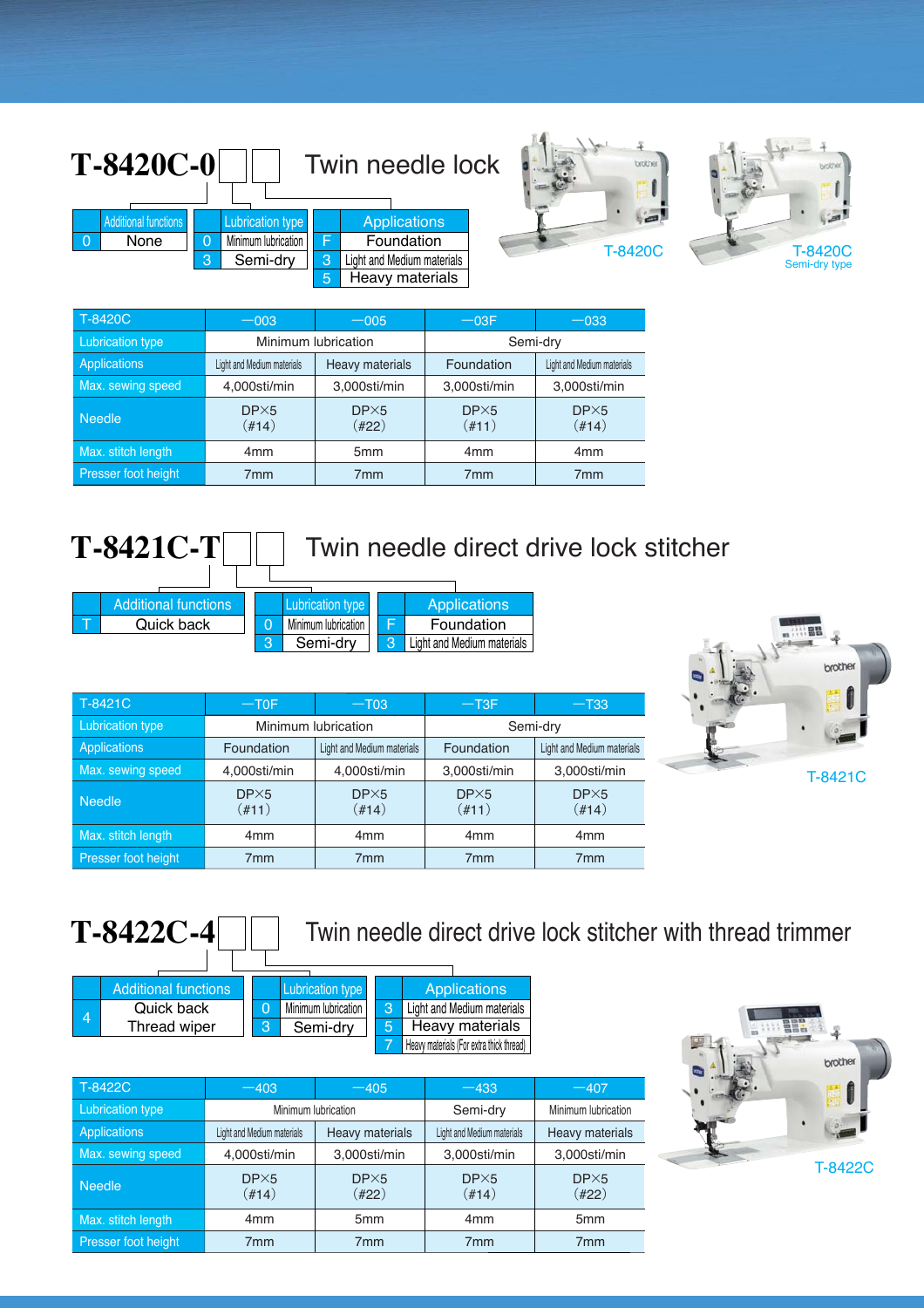## T-8420C-0□□ Twin needle lock

| | Additional functions |
|---|---|
| 0 | None |

| | Lubrication type |
|---|---|
| 0 | Minimum lubrication |
| 3 | Semi-dry |

| | Applications |
|---|---|
| F | Foundation |
| 3 | Light and Medium materials |
| 5 | Heavy materials |

T-8420C

T-8420C Semi-dry type

| T-8420C | —003 | —005 | —03F | —033 |
|---|---|---|---|---|
| Lubrication type | Minimum lubrication | | Semi-dry | |
| Applications | Light and Medium materials | Heavy materials | Foundation | Light and Medium materials |
| Max. sewing speed | 4,000sti/min | 3,000sti/min | 3,000sti/min | 3,000sti/min |
| Needle | DP×5 (#14) | DP×5 (#22) | DP×5 (#11) | DP×5 (#14) |
| Max. stitch length | 4mm | 5mm | 4mm | 4mm |
| Presser foot height | 7mm | 7mm | 7mm | 7mm |

## T-8421C-T□□ Twin needle direct drive lock stitcher

| | Additional functions |
|---|---|
| T | Quick back |

| | Lubrication type |
|---|---|
| 0 | Minimum lubrication |
| 3 | Semi-dry |

| | Applications |
|---|---|
| F | Foundation |
| 3 | Light and Medium materials |

| T-8421C | —T0F | —T03 | —T3F | —T33 |
|---|---|---|---|---|
| Lubrication type | Minimum lubrication | | Semi-dry | |
| Applications | Foundation | Light and Medium materials | Foundation | Light and Medium materials |
| Max. sewing speed | 4,000sti/min | 4,000sti/min | 3,000sti/min | 3,000sti/min |
| Needle | DP×5 (#11) | DP×5 (#14) | DP×5 (#11) | DP×5 (#14) |
| Max. stitch length | 4mm | 4mm | 4mm | 4mm |
| Presser foot height | 7mm | 7mm | 7mm | 7mm |

T-8421C

## T-8422C-4□□ Twin needle direct drive lock stitcher with thread trimmer

| | Additional functions |
|---|---|
| 4 | Quick back<br>Thread wiper |

| | Lubrication type |
|---|---|
| 0 | Minimum lubrication |
| 3 | Semi-dry |

| | Applications |
|---|---|
| 3 | Light and Medium materials |
| 5 | Heavy materials |
| 7 | Heavy materials (For extra thick thread) |

| T-8422C | —403 | —405 | —433 | —407 |
|---|---|---|---|---|
| Lubrication type | Minimum lubrication | | Semi-dry | Minimum lubrication |
| Applications | Light and Medium materials | Heavy materials | Light and Medium materials | Heavy materials |
| Max. sewing speed | 4,000sti/min | 3,000sti/min | 3,000sti/min | 3,000sti/min |
| Needle | DP×5 (#14) | DP×5 (#22) | DP×5 (#14) | DP×5 (#22) |
| Max. stitch length | 4mm | 5mm | 4mm | 5mm |
| Presser foot height | 7mm | 7mm | 7mm | 7mm |

T-8422C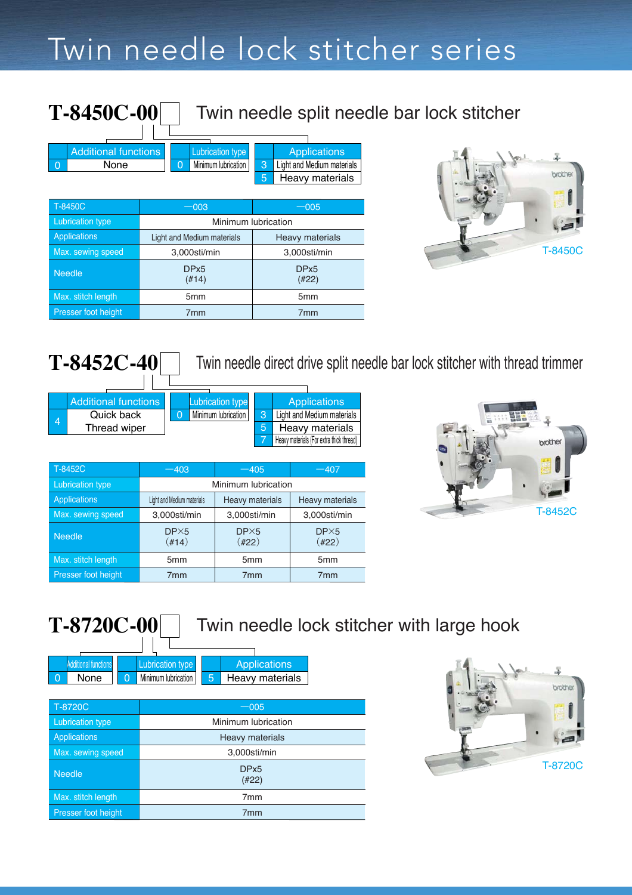# Twin needle lock stitcher series

## T-8450C-00☐ Twin needle split needle bar lock stitcher

| Additional functions | |
|---|---|
| 0 | None |

| Lubrication type | |
|---|---|
| 0 | Minimum lubrication |

| Applications | |
|---|---|
| 3 | Light and Medium materials |
| 5 | Heavy materials |

| T-8450C | —003 | —005 |
|---|---|---|
| Lubrication type | Minimum lubrication | |
| Applications | Light and Medium materials | Heavy materials |
| Max. sewing speed | 3,000sti/min | 3,000sti/min |
| Needle | DPx5 (#14) | DPx5 (#22) |
| Max. stitch length | 5mm | 5mm |
| Presser foot height | 7mm | 7mm |

T-8450C

## T-8452C-40☐ Twin needle direct drive split needle bar lock stitcher with thread trimmer

| Additional functions | |
|---|---|
| 4 | Quick back<br>Thread wiper |

| Lubrication type | |
|---|---|
| 0 | Minimum lubrication |

| Applications | |
|---|---|
| 3 | Light and Medium materials |
| 5 | Heavy materials |
| 7 | Heavy materials (For extra thick thread) |

| T-8452C | —403 | —405 | —407 |
|---|---|---|---|
| Lubrication type | Minimum lubrication | | |
| Applications | Light and Medium materials | Heavy materials | Heavy materials |
| Max. sewing speed | 3,000sti/min | 3,000sti/min | 3,000sti/min |
| Needle | DP×5 (#14) | DP×5 (#22) | DP×5 (#22) |
| Max. stitch length | 5mm | 5mm | 5mm |
| Presser foot height | 7mm | 7mm | 7mm |

T-8452C

## T-8720C-00☐ Twin needle lock stitcher with large hook

| Additional functions | |
|---|---|
| 0 | None |

| Lubrication type | |
|---|---|
| 0 | Minimum lubrication |

| Applications | |
|---|---|
| 5 | Heavy materials |

| T-8720C | —005 |
|---|---|
| Lubrication type | Minimum lubrication |
| Applications | Heavy materials |
| Max. sewing speed | 3,000sti/min |
| Needle | DPx5 (#22) |
| Max. stitch length | 7mm |
| Presser foot height | 7mm |

T-8720C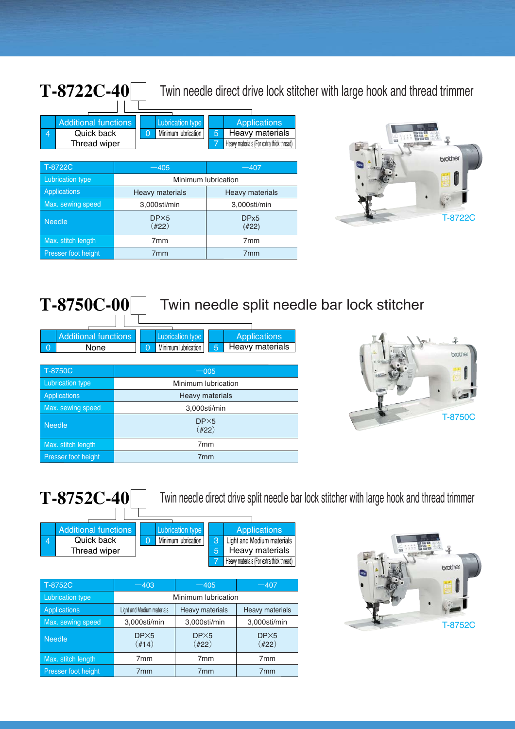## T-8722C-40☐ Twin needle direct drive lock stitcher with large hook and thread trimmer

| | Additional functions |
|---|---|
| 4 | Quick back<br>Thread wiper |

| | Lubrication type |
|---|---|
| 0 | Minimum lubrication |

| | Applications |
|---|---|
| 5 | Heavy materials |
| 7 | Heavy materials (For extra thick thread) |

| T-8722C | −405 | −407 |
|---|---|---|
| Lubrication type | Minimum lubrication | |
| Applications | Heavy materials | Heavy materials |
| Max. sewing speed | 3,000sti/min | 3,000sti/min |
| Needle | DP×5<br>(#22) | DPx5<br>(#22) |
| Max. stitch length | 7mm | 7mm |
| Presser foot height | 7mm | 7mm |

T-8722C

## T-8750C-00☐ Twin needle split needle bar lock stitcher

| | Additional functions |
|---|---|
| 0 | None |

| | Lubrication type |
|---|---|
| 0 | Minimum lubrication |

| | Applications |
|---|---|
| 5 | Heavy materials |

| T-8750C | −005 |
|---|---|
| Lubrication type | Minimum lubrication |
| Applications | Heavy materials |
| Max. sewing speed | 3,000sti/min |
| Needle | DP×5<br>(#22) |
| Max. stitch length | 7mm |
| Presser foot height | 7mm |

T-8750C

## T-8752C-40☐ Twin needle direct drive split needle bar lock stitcher with large hook and thread trimmer

| | Additional functions |
|---|---|
| 4 | Quick back<br>Thread wiper |

| | Lubrication type |
|---|---|
| 0 | Minimum lubrication |

| | Applications |
|---|---|
| 3 | Light and Medium materials |
| 5 | Heavy materials |
| 7 | Heavy materials (For extra thick thread) |

| T-8752C | −403 | −405 | −407 |
|---|---|---|---|
| Lubrication type | Minimum lubrication | | |
| Applications | Light and Medium materials | Heavy materials | Heavy materials |
| Max. sewing speed | 3,000sti/min | 3,000sti/min | 3,000sti/min |
| Needle | DP×5<br>(#14) | DP×5<br>(#22) | DP×5<br>(#22) |
| Max. stitch length | 7mm | 7mm | 7mm |
| Presser foot height | 7mm | 7mm | 7mm |

T-8752C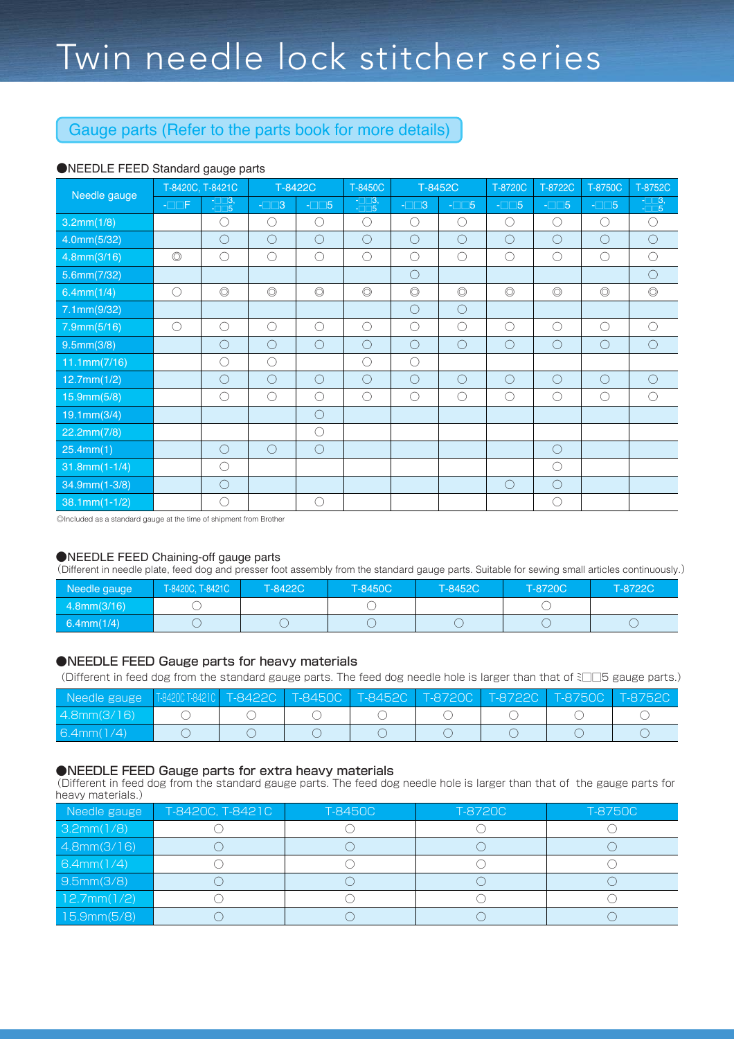# Twin needle lock stitcher series

## Gauge parts (Refer to the parts book for more details)

### ●NEEDLE FEED Standard gauge parts

| Needle gauge | T-8420C, T-8421C | | T-8422C | | T-8450C | T-8452C | | T-8720C | T-8722C | T-8750C | T-8752C |
|---|---|---|---|---|---|---|---|---|---|---|---|
| | -□□F | -□□3, -□□5 | -□□3 | -□□5 | -□□3, -□□5 | -□□3 | -□□5 | -□□5 | -□□5 | -□□5 | -□□3, -□□5 |
| 3.2mm(1/8) | | ○ | ○ | ○ | ○ | ○ | ○ | ○ | ○ | ○ | ○ |
| 4.0mm(5/32) | | ○ | ○ | ○ | ○ | ○ | ○ | ○ | ○ | ○ | ○ |
| 4.8mm(3/16) | ◎ | ○ | ○ | ○ | ○ | ○ | ○ | ○ | ○ | ○ | ○ |
| 5.6mm(7/32) | | | | | | ○ | | | | | ○ |
| 6.4mm(1/4) | ○ | ◎ | ◎ | ◎ | ◎ | ◎ | ◎ | ◎ | ◎ | ◎ | ◎ |
| 7.1mm(9/32) | | | | | | ○ | ○ | | | | |
| 7.9mm(5/16) | ○ | ○ | ○ | ○ | ○ | ○ | ○ | ○ | ○ | ○ | ○ |
| 9.5mm(3/8) | | ○ | ○ | ○ | ○ | ○ | ○ | ○ | ○ | ○ | ○ |
| 11.1mm(7/16) | | ○ | ○ | | ○ | ○ | | | | | |
| 12.7mm(1/2) | | ○ | ○ | ○ | ○ | ○ | ○ | ○ | ○ | ○ | ○ |
| 15.9mm(5/8) | | ○ | ○ | ○ | ○ | ○ | ○ | ○ | ○ | ○ | ○ |
| 19.1mm(3/4) | | | | ○ | | | | | | | |
| 22.2mm(7/8) | | | | ○ | | | | | | | |
| 25.4mm(1) | | ○ | ○ | ○ | | | | | ○ | | |
| 31.8mm(1-1/4) | | ○ | | | | | | | ○ | | |
| 34.9mm(1-3/8) | | ○ | | | | | | ○ | ○ | | |
| 38.1mm(1-1/2) | | ○ | | ○ | | | | | ○ | | |

◎Included as a standard gauge at the time of shipment from Brother

### ●NEEDLE FEED Chaining-off gauge parts

(Different in needle plate, feed dog and presser foot assembly from the standard gauge parts. Suitable for sewing small articles continuously.)

| Needle gauge | T-8420C, T-8421C | T-8422C | T-8450C | T-8452C | T-8720C | T-8722C |
|---|---|---|---|---|---|---|
| 4.8mm(3/16) | ○ | | ○ | | ○ | |
| 6.4mm(1/4) | ○ | ○ | ○ | ○ | ○ | ○ |

### ●NEEDLE FEED Gauge parts for heavy materials

(Different in feed dog from the standard gauge parts. The feed dog needle hole is larger than that of -□□5 gauge parts.)

| Needle gauge | T-8420C T-8421C | T-8422C | T-8450C | T-8452C | T-8720C | T-8722C | T-8750C | T-8752C |
|---|---|---|---|---|---|---|---|---|
| 4.8mm(3/16) | ○ | ○ | ○ | ○ | ○ | ○ | ○ | ○ |
| 6.4mm(1/4) | ○ | ○ | ○ | ○ | ○ | ○ | ○ | ○ |

### ●NEEDLE FEED Gauge parts for extra heavy materials

(Different in feed dog from the standard gauge parts. The feed dog needle hole is larger than that of the gauge parts for heavy materials.)

| Needle gauge | T-8420C, T-8421C | T-8450C | T-8720C | T-8750C |
|---|---|---|---|---|
| 3.2mm(1/8) | ○ | ○ | ○ | ○ |
| 4.8mm(3/16) | ○ | ○ | ○ | ○ |
| 6.4mm(1/4) | ○ | ○ | ○ | ○ |
| 9.5mm(3/8) | ○ | ○ | ○ | ○ |
| 12.7mm(1/2) | ○ | ○ | ○ | ○ |
| 15.9mm(5/8) | ○ | ○ | ○ | ○ |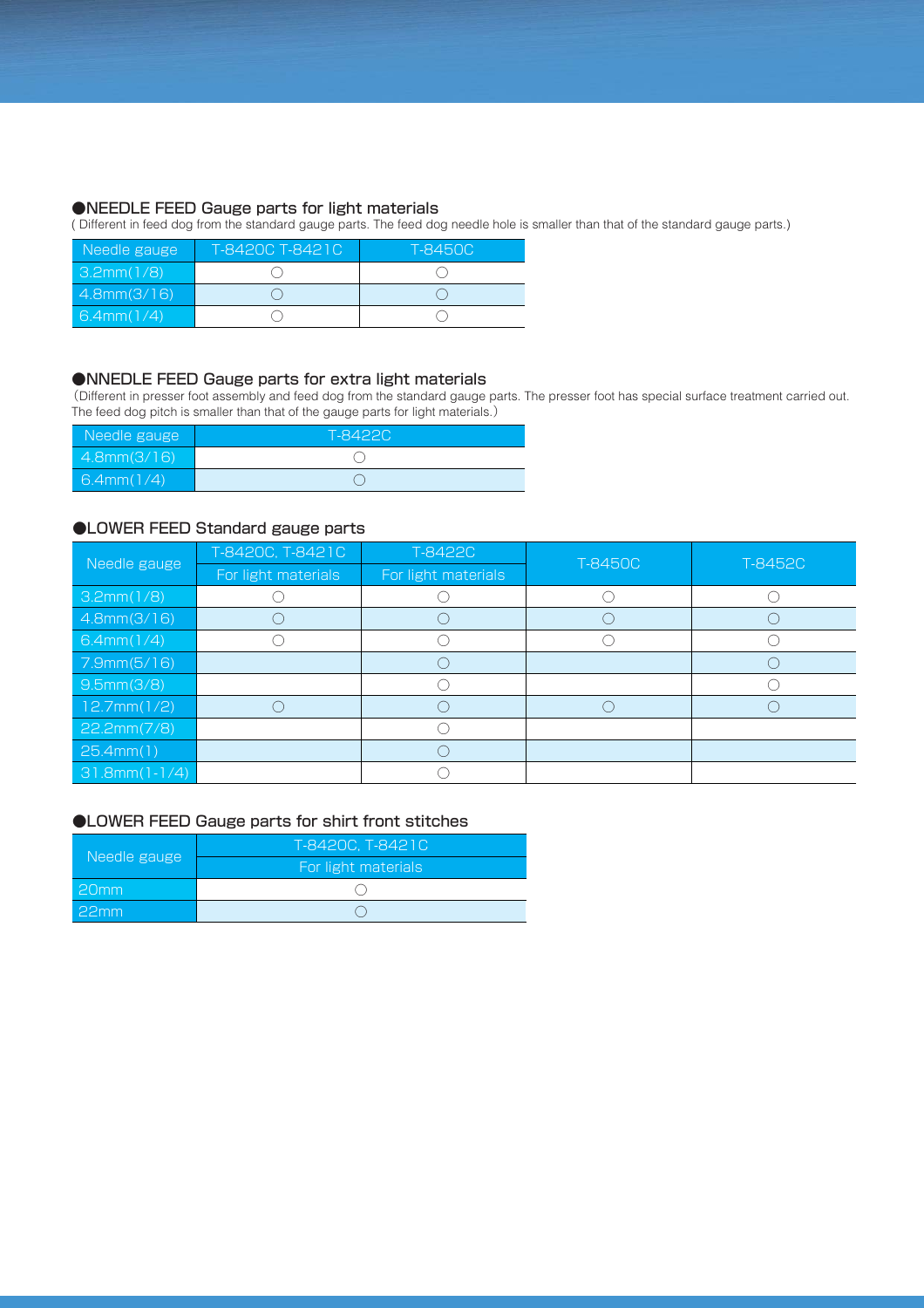### ●NEEDLE FEED Gauge parts for light materials

( Different in feed dog from the standard gauge parts. The feed dog needle hole is smaller than that of the standard gauge parts.)

| Needle gauge | T-8420C T-8421C | T-8450C |
| --- | --- | --- |
| 3.2mm(1/8) | ○ | ○ |
| 4.8mm(3/16) | ○ | ○ |
| 6.4mm(1/4) | ○ | ○ |

### ●NNEDLE FEED Gauge parts for extra light materials

(Different in presser foot assembly and feed dog from the standard gauge parts. The presser foot has special surface treatment carried out. The feed dog pitch is smaller than that of the gauge parts for light materials.)

| Needle gauge | T-8422C |
| --- | --- |
| 4.8mm(3/16) | ○ |
| 6.4mm(1/4) | ○ |

### ●LOWER FEED Standard gauge parts

| Needle gauge | T-8420C, T-8421C | T-8422C | T-8450C | T-8452C |
| --- | --- | --- | --- | --- |
| | For light materials | For light materials | | |
| 3.2mm(1/8) | ○ | ○ | ○ | ○ |
| 4.8mm(3/16) | ○ | ○ | ○ | ○ |
| 6.4mm(1/4) | ○ | ○ | ○ | ○ |
| 7.9mm(5/16) | | ○ | | ○ |
| 9.5mm(3/8) | | ○ | | ○ |
| 12.7mm(1/2) | ○ | ○ | ○ | ○ |
| 22.2mm(7/8) | | ○ | | |
| 25.4mm(1) | | ○ | | |
| 31.8mm(1-1/4) | | ○ | | |

### ●LOWER FEED Gauge parts for shirt front stitches

| Needle gauge | T-8420C, T-8421C |
| --- | --- |
| | For light materials |
| 20mm | ○ |
| 22mm | ○ |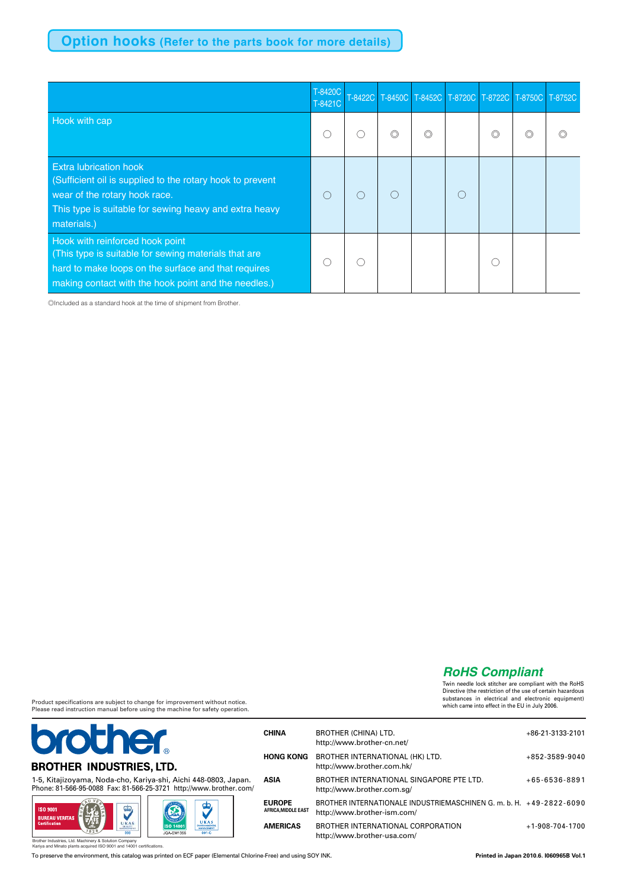## Option hooks (Refer to the parts book for more details)

| | T-8420C T-8421C | T-8422C | T-8450C | T-8452C | T-8720C | T-8722C | T-8750C | T-8752C |
|---|---|---|---|---|---|---|---|---|
| Hook with cap | ○ | ○ | ◎ | ◎ | | ◎ | ◎ | ◎ |
| Extra lubrication hook (Sufficient oil is supplied to the rotary hook to prevent wear of the rotary hook race. This type is suitable for sewing heavy and extra heavy materials.) | ○ | ○ | ○ | | ○ | | | |
| Hook with reinforced hook point (This type is suitable for sewing materials that are hard to make loops on the surface and that requires making contact with the hook point and the needles.) | ○ | ○ | | | | ○ | | |

◎Included as a standard hook at the time of shipment from Brother.

### RoHS Compliant

Twin needle lock stitcher are compliant with the RoHS Directive (the restriction of the use of certain hazardous substances in electrical and electronic equipment) which came into effect in the EU in July 2006.

Product specifications are subject to change for improvement without notice.
Please read instruction manual before using the machine for safety operation.

**brother**®

**BROTHER INDUSTRIES, LTD.**

1-5, Kitajizoyama, Noda-cho, Kariya-shi, Aichi 448-0803, Japan.
Phone: 81-566-95-0088 Fax: 81-566-25-3721 http://www.brother.com/

ISO 9001 BUREAU VERITAS Certification — UKAS QUALITY MANAGEMENT 003
ISO 14001 JQA-EM1355 — UKAS ENVIRONMENTAL MANAGEMENT 091-C

Brother Industries, Ltd. Machinery & Solution Company
Kariya and Minato plants acquired ISO 9001 and 14001 certifications.

| | | |
|---|---|---|
| **CHINA** | BROTHER (CHINA) LTD. http://www.brother-cn.net/ | +86-21-3133-2101 |
| **HONG KONG** | BROTHER INTERNATIONAL (HK) LTD. http://www.brother.com.hk/ | +852-3589-9040 |
| **ASIA** | BROTHER INTERNATIONAL SINGAPORE PTE LTD. http://www.brother.com.sg/ | +65-6536-8891 |
| **EUROPE** AFRICA,MIDDLE EAST | BROTHER INTERNATIONALE INDUSTRIEMASCHINEN G. m. b. H. http://www.brother-ism.com/ | +49-2822-6090 |
| **AMERICAS** | BROTHER INTERNATIONAL CORPORATION http://www.brother-usa.com/ | +1-908-704-1700 |

To preserve the environment, this catalog was printed on ECF paper (Elemental Chlorine-Free) and using SOY INK.

**Printed in Japan 2010.6. I060965B Vol.1**